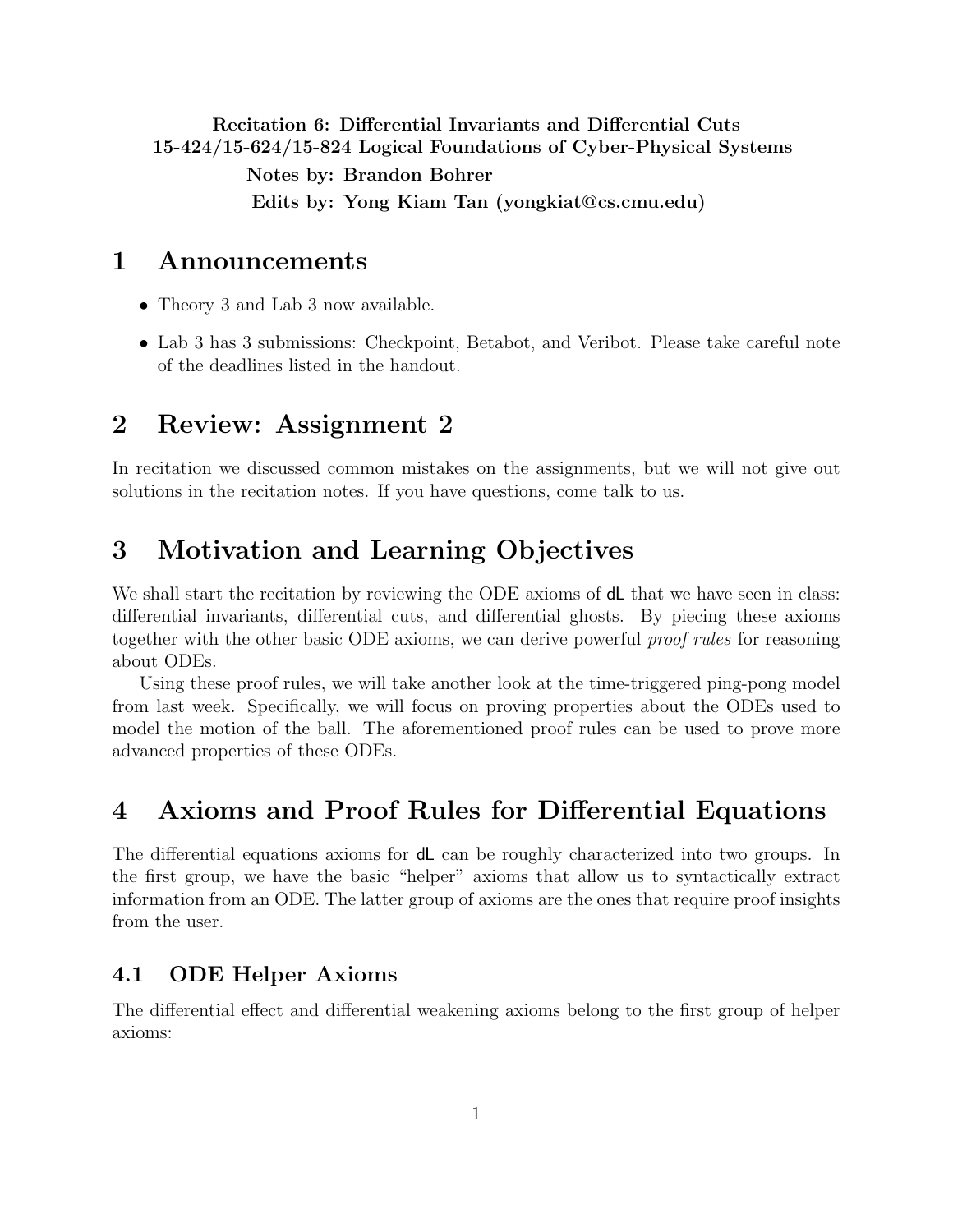**Recitation 6: Differential Invariants and Differential Cuts**
**15-424/15-624/15-824 Logical Foundations of Cyber-Physical Systems**
**Notes by: Brandon Bohrer**
**Edits by: Yong Kiam Tan (yongkiat@cs.cmu.edu)**

# 1 Announcements

- Theory 3 and Lab 3 now available.
- Lab 3 has 3 submissions: Checkpoint, Betabot, and Veribot. Please take careful note of the deadlines listed in the handout.

# 2 Review: Assignment 2

In recitation we discussed common mistakes on the assignments, but we will not give out solutions in the recitation notes. If you have questions, come talk to us.

# 3 Motivation and Learning Objectives

We shall start the recitation by reviewing the ODE axioms of dL that we have seen in class: differential invariants, differential cuts, and differential ghosts. By piecing these axioms together with the other basic ODE axioms, we can derive powerful *proof rules* for reasoning about ODEs.

Using these proof rules, we will take another look at the time-triggered ping-pong model from last week. Specifically, we will focus on proving properties about the ODEs used to model the motion of the ball. The aforementioned proof rules can be used to prove more advanced properties of these ODEs.

# 4 Axioms and Proof Rules for Differential Equations

The differential equations axioms for dL can be roughly characterized into two groups. In the first group, we have the basic "helper" axioms that allow us to syntactically extract information from an ODE. The latter group of axioms are the ones that require proof insights from the user.

## 4.1 ODE Helper Axioms

The differential effect and differential weakening axioms belong to the first group of helper axioms: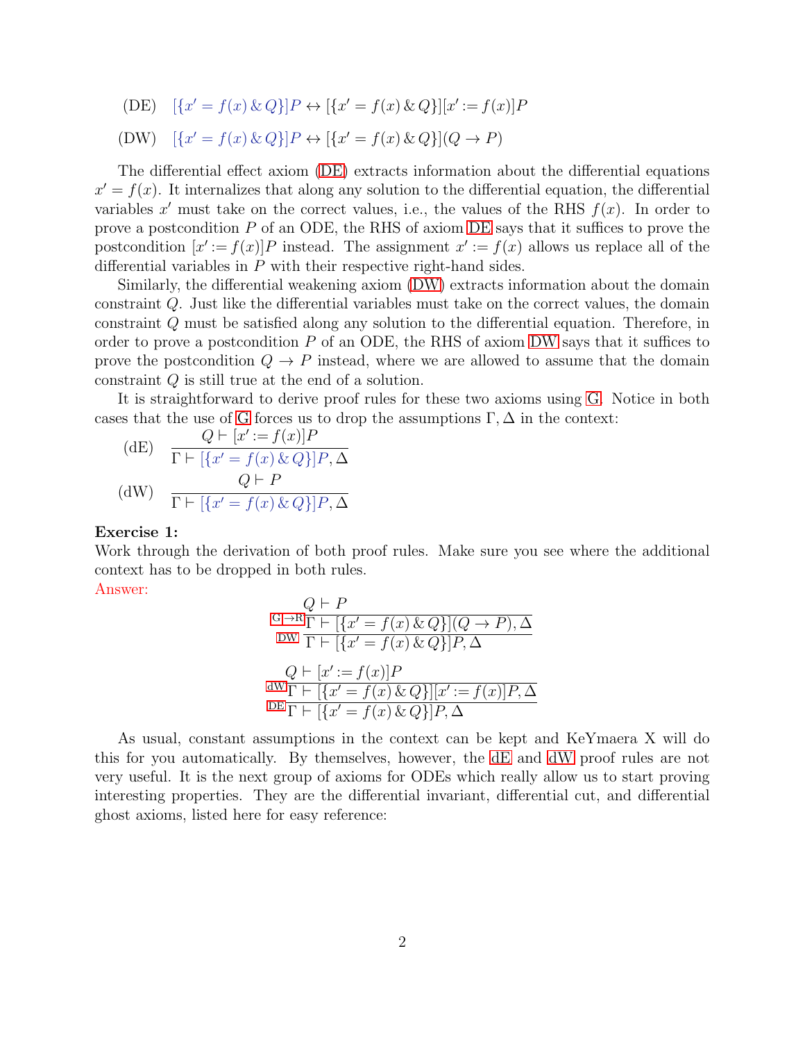$$\text{(DE)} \quad [\{x' = f(x) \,\&\, Q\}]P \leftrightarrow [\{x' = f(x) \,\&\, Q\}][x' := f(x)]P$$

$$\text{(DW)} \quad [\{x' = f(x) \,\&\, Q\}]P \leftrightarrow [\{x' = f(x) \,\&\, Q\}](Q \to P)$$

The differential effect axiom (DE) extracts information about the differential equations $x' = f(x)$. It internalizes that along any solution to the differential equation, the differential variables $x'$ must take on the correct values, i.e., the values of the RHS $f(x)$. In order to prove a postcondition $P$ of an ODE, the RHS of axiom DE says that it suffices to prove the postcondition $[x' := f(x)]P$ instead. The assignment $x' := f(x)$ allows us replace all of the differential variables in $P$ with their respective right-hand sides.

Similarly, the differential weakening axiom (DW) extracts information about the domain constraint $Q$. Just like the differential variables must take on the correct values, the domain constraint $Q$ must be satisfied along any solution to the differential equation. Therefore, in order to prove a postcondition $P$ of an ODE, the RHS of axiom DW says that it suffices to prove the postcondition $Q \to P$ instead, where we are allowed to assume that the domain constraint $Q$ is still true at the end of a solution.

It is straightforward to derive proof rules for these two axioms using G. Notice in both cases that the use of G forces us to drop the assumptions $\Gamma, \Delta$ in the context:

$$\text{(dE)} \quad \frac{Q \vdash [x' := f(x)]P}{\Gamma \vdash [\{x' = f(x) \,\&\, Q\}]P, \Delta}$$

$$\text{(dW)} \quad \frac{Q \vdash P}{\Gamma \vdash [\{x' = f(x) \,\&\, Q\}]P, \Delta}$$

**Exercise 1:**
Work through the derivation of both proof rules. Make sure you see where the additional context has to be dropped in both rules.

Answer:

$$\dfrac{\dfrac{Q \vdash P}{\Gamma \vdash [\{x' = f(x) \,\&\, Q\}](Q \to P), \Delta}\ \text{G}{\to}\text{R}}{\Gamma \vdash [\{x' = f(x) \,\&\, Q\}]P, \Delta}\ \text{DW}$$

$$\dfrac{\dfrac{Q \vdash [x' := f(x)]P}{\Gamma \vdash [\{x' = f(x) \,\&\, Q\}][x' := f(x)]P, \Delta}\ \text{dW}}{\Gamma \vdash [\{x' = f(x) \,\&\, Q\}]P, \Delta}\ \text{DE}$$

As usual, constant assumptions in the context can be kept and KeYmaera X will do this for you automatically. By themselves, however, the dE and dW proof rules are not very useful. It is the next group of axioms for ODEs which really allow us to start proving interesting properties. They are the differential invariant, differential cut, and differential ghost axioms, listed here for easy reference: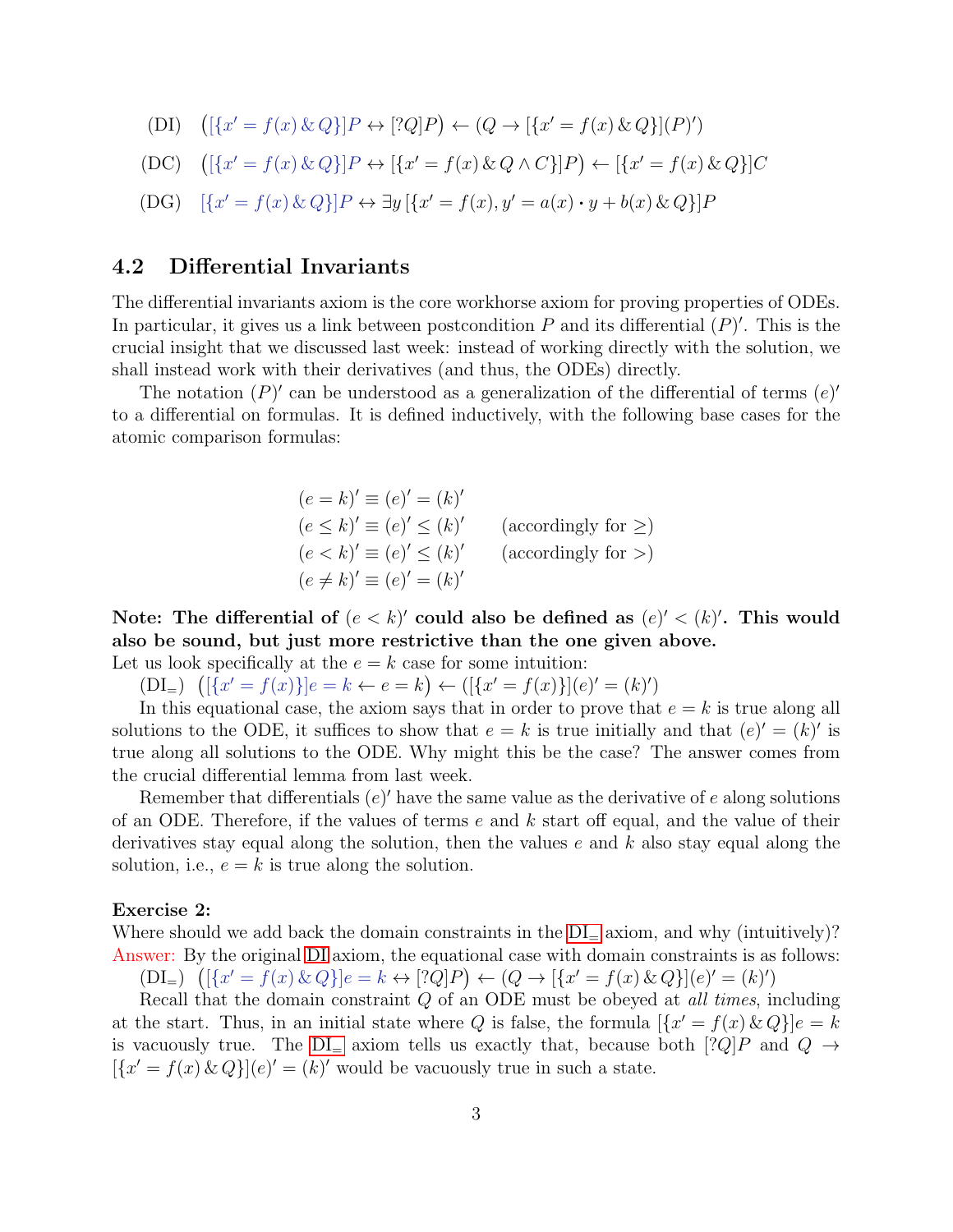(DI) $\big([\{x' = f(x) \,\&\, Q\}]P \leftrightarrow [?Q]P\big) \leftarrow (Q \rightarrow [\{x' = f(x) \,\&\, Q\}](P)')$

(DC) $\big([\{x' = f(x) \,\&\, Q\}]P \leftrightarrow [\{x' = f(x) \,\&\, Q \wedge C\}]P\big) \leftarrow [\{x' = f(x) \,\&\, Q\}]C$

(DG) $[\{x' = f(x) \,\&\, Q\}]P \leftrightarrow \exists y\, [\{x' = f(x), y' = a(x) \cdot y + b(x) \,\&\, Q\}]P$

## 4.2 Differential Invariants

The differential invariants axiom is the core workhorse axiom for proving properties of ODEs. In particular, it gives us a link between postcondition $P$ and its differential $(P)'$. This is the crucial insight that we discussed last week: instead of working directly with the solution, we shall instead work with their derivatives (and thus, the ODEs) directly.

The notation $(P)'$ can be understood as a generalization of the differential of terms $(e)'$ to a differential on formulas. It is defined inductively, with the following base cases for the atomic comparison formulas:

$$
\begin{aligned}
(e = k)' &\equiv (e)' = (k)' \\
(e \leq k)' &\equiv (e)' \leq (k)' \qquad \text{(accordingly for } \geq\text{)} \\
(e < k)' &\equiv (e)' \leq (k)' \qquad \text{(accordingly for } >\text{)} \\
(e \neq k)' &\equiv (e)' = (k)'
\end{aligned}
$$

**Note: The differential of $(e < k)'$ could also be defined as $(e)' < (k)'$. This would also be sound, but just more restrictive than the one given above.**

Let us look specifically at the $e = k$ case for some intuition:

(DI$_=$) $\big([\{x' = f(x)\}]e = k \leftarrow e = k\big) \leftarrow ([\{x' = f(x)\}](e)' = (k)')$

In this equational case, the axiom says that in order to prove that $e = k$ is true along all solutions to the ODE, it suffices to show that $e = k$ is true initially and that $(e)' = (k)'$ is true along all solutions to the ODE. Why might this be the case? The answer comes from the crucial differential lemma from last week.

Remember that differentials $(e)'$ have the same value as the derivative of $e$ along solutions of an ODE. Therefore, if the values of terms $e$ and $k$ start off equal, and the value of their derivatives stay equal along the solution, then the values $e$ and $k$ also stay equal along the solution, i.e., $e = k$ is true along the solution.

**Exercise 2:**

Where should we add back the domain constraints in the DI$_=$ axiom, and why (intuitively)?

Answer: By the original DI axiom, the equational case with domain constraints is as follows:

(DI$_=$) $\big([\{x' = f(x) \,\&\, Q\}]e = k \leftrightarrow [?Q]P\big) \leftarrow (Q \rightarrow [\{x' = f(x) \,\&\, Q\}](e)' = (k)')$

Recall that the domain constraint $Q$ of an ODE must be obeyed at *all times*, including at the start. Thus, in an initial state where $Q$ is false, the formula $[\{x' = f(x) \,\&\, Q\}]e = k$ is vacuously true. The DI$_=$ axiom tells us exactly that, because both $[?Q]P$ and $Q \rightarrow [\{x' = f(x) \,\&\, Q\}](e)' = (k)'$ would be vacuously true in such a state.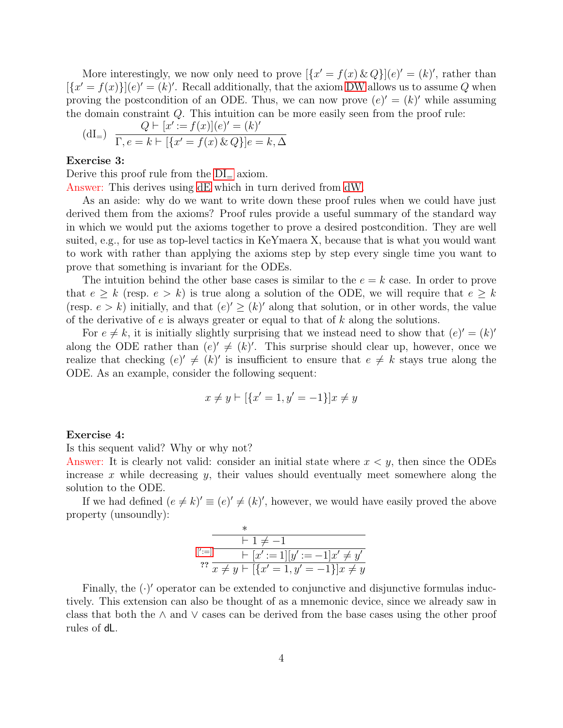More interestingly, we now only need to prove $[\{x' = f(x) \,\&\, Q\}](e)' = (k)'$, rather than $[\{x' = f(x)\}](e)' = (k)'$. Recall additionally, that the axiom DW allows us to assume $Q$ when proving the postcondition of an ODE. Thus, we can now prove $(e)' = (k)'$ while assuming the domain constraint $Q$. This intuition can be more easily seen from the proof rule:

$$(\text{dI}_=)\ \ \frac{Q \vdash [x' := f(x)](e)' = (k)'}{\Gamma, e = k \vdash [\{x' = f(x) \,\&\, Q\}]e = k, \Delta}$$

**Exercise 3:**
Derive this proof rule from the $\text{DI}_=$ axiom.
Answer: This derives using dE which in turn derived from dW.

As an aside: why do we want to write down these proof rules when we could have just derived them from the axioms? Proof rules provide a useful summary of the standard way in which we would put the axioms together to prove a desired postcondition. They are well suited, e.g., for use as top-level tactics in KeYmaera X, because that is what you would want to work with rather than applying the axioms step by step every single time you want to prove that something is invariant for the ODEs.

The intuition behind the other base cases is similar to the $e = k$ case. In order to prove that $e \geq k$ (resp. $e > k$) is true along a solution of the ODE, we will require that $e \geq k$ (resp. $e > k$) initially, and that $(e)' \geq (k)'$ along that solution, or in other words, the value of the derivative of $e$ is always greater or equal to that of $k$ along the solutions.

For $e \neq k$, it is initially slightly surprising that we instead need to show that $(e)' = (k)'$ along the ODE rather than $(e)' \neq (k)'$. This surprise should clear up, however, once we realize that checking $(e)' \neq (k)'$ is insufficient to ensure that $e \neq k$ stays true along the ODE. As an example, consider the following sequent:

$$x \neq y \vdash [\{x' = 1, y' = -1\}]x \neq y$$

**Exercise 4:**
Is this sequent valid? Why or why not?
Answer: It is clearly not valid: consider an initial state where $x < y$, then since the ODEs increase $x$ while decreasing $y$, their values should eventually meet somewhere along the solution to the ODE.

If we had defined $(e \neq k)' \equiv (e)' \neq (k)'$, however, we would have easily proved the above property (unsoundly):

$$\cfrac{\cfrac{\cfrac{*}{\vdash 1 \neq -1}}{\vdash [x' := 1][y' := -1]x' \neq y'}\ [':=]}{x \neq y \vdash [\{x' = 1, y' = -1\}]x \neq y}\ ??$$

Finally, the $(\cdot)'$ operator can be extended to conjunctive and disjunctive formulas inductively. This extension can also be thought of as a mnemonic device, since we already saw in class that both the $\wedge$ and $\vee$ cases can be derived from the base cases using the other proof rules of dL.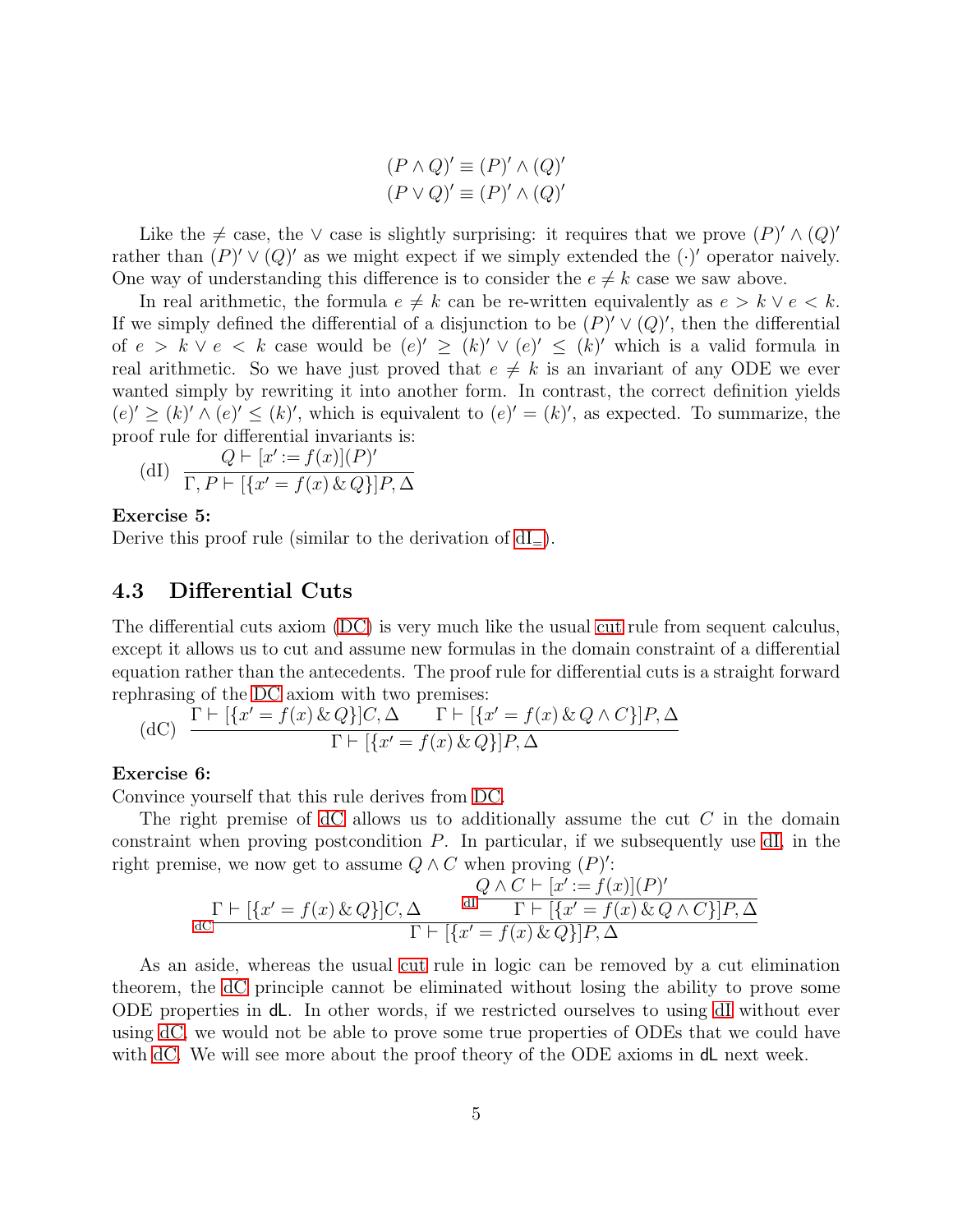$$(P \land Q)' \equiv (P)' \land (Q)'$$
$$(P \lor Q)' \equiv (P)' \land (Q)'$$

Like the $\neq$ case, the $\lor$ case is slightly surprising: it requires that we prove $(P)' \land (Q)'$ rather than $(P)' \lor (Q)'$ as we might expect if we simply extended the $(\cdot)'$ operator naively. One way of understanding this difference is to consider the $e \neq k$ case we saw above.

In real arithmetic, the formula $e \neq k$ can be re-written equivalently as $e > k \lor e < k$. If we simply defined the differential of a disjunction to be $(P)' \lor (Q)'$, then the differential of $e > k \lor e < k$ case would be $(e)' \geq (k)' \lor (e)' \leq (k)'$ which is a valid formula in real arithmetic. So we have just proved that $e \neq k$ is an invariant of any ODE we ever wanted simply by rewriting it into another form. In contrast, the correct definition yields $(e)' \geq (k)' \land (e)' \leq (k)'$, which is equivalent to $(e)' = (k)'$, as expected. To summarize, the proof rule for differential invariants is:

$$\text{(dI)} \ \frac{Q \vdash [x' := f(x)](P)'}{\Gamma, P \vdash [\{x' = f(x) \,\&\, Q\}]P, \Delta}$$

**Exercise 5:**
Derive this proof rule (similar to the derivation of $\text{dI}_=$).

## 4.3 Differential Cuts

The differential cuts axiom (DC) is very much like the usual cut rule from sequent calculus, except it allows us to cut and assume new formulas in the domain constraint of a differential equation rather than the antecedents. The proof rule for differential cuts is a straight forward rephrasing of the DC axiom with two premises:

$$\text{(dC)} \ \frac{\Gamma \vdash [\{x' = f(x) \,\&\, Q\}]C, \Delta \qquad \Gamma \vdash [\{x' = f(x) \,\&\, Q \land C\}]P, \Delta}{\Gamma \vdash [\{x' = f(x) \,\&\, Q\}]P, \Delta}$$

**Exercise 6:**
Convince yourself that this rule derives from DC.

The right premise of dC allows us to additionally assume the cut $C$ in the domain constraint when proving postcondition $P$. In particular, if we subsequently use dI, in the right premise, we now get to assume $Q \land C$ when proving $(P)'$:

$$\text{dC} \ \frac{\Gamma \vdash [\{x' = f(x) \,\&\, Q\}]C, \Delta \qquad \text{dI} \ \dfrac{Q \land C \vdash [x' := f(x)](P)'}{\Gamma \vdash [\{x' = f(x) \,\&\, Q \land C\}]P, \Delta}}{\Gamma \vdash [\{x' = f(x) \,\&\, Q\}]P, \Delta}$$

As an aside, whereas the usual cut rule in logic can be removed by a cut elimination theorem, the dC principle cannot be eliminated without losing the ability to prove some ODE properties in dL. In other words, if we restricted ourselves to using dI without ever using dC, we would not be able to prove some true properties of ODEs that we could have with dC. We will see more about the proof theory of the ODE axioms in dL next week.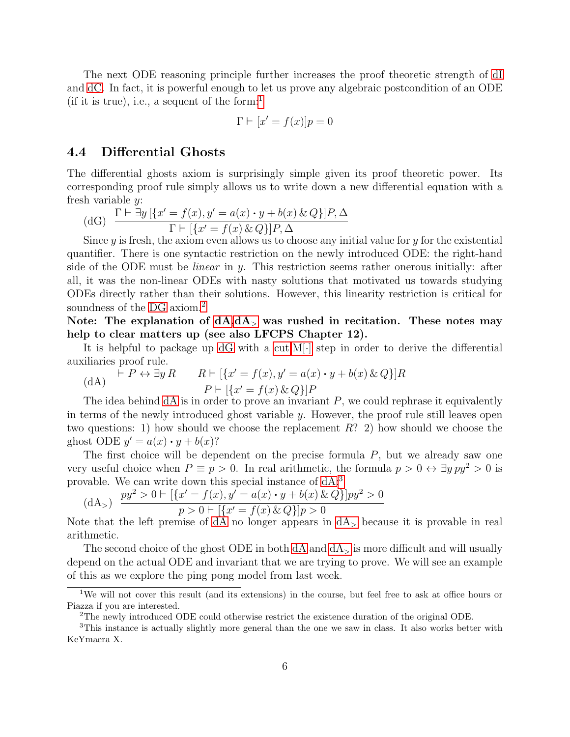The next ODE reasoning principle further increases the proof theoretic strength of dI and dC. In fact, it is powerful enough to let us prove any algebraic postcondition of an ODE (if it is true), i.e., a sequent of the form:[1]

$$\Gamma \vdash [x' = f(x)]p = 0$$

## 4.4 Differential Ghosts

The differential ghosts axiom is surprisingly simple given its proof theoretic power. Its corresponding proof rule simply allows us to write down a new differential equation with a fresh variable $y$:

$$\text{(dG)} \quad \frac{\Gamma \vdash \exists y\, [\{x' = f(x), y' = a(x) \cdot y + b(x) \,\&\, Q\}]P, \Delta}{\Gamma \vdash [\{x' = f(x) \,\&\, Q\}]P, \Delta}$$

Since $y$ is fresh, the axiom even allows us to choose any initial value for $y$ for the existential quantifier. There is one syntactic restriction on the newly introduced ODE: the right-hand side of the ODE must be *linear* in $y$. This restriction seems rather onerous initially: after all, it was the non-linear ODEs with nasty solutions that motivated us towards studying ODEs directly rather than their solutions. However, this linearity restriction is critical for soundness of the DG axiom.[2]

**Note: The explanation of dA,dA$_>$ was rushed in recitation. These notes may help to clear matters up (see also LFCPS Chapter 12).**

It is helpful to package up dG with a cut,M[·] step in order to derive the differential auxiliaries proof rule.

$$\text{(dA)} \quad \frac{\vdash P \leftrightarrow \exists y\, R \qquad R \vdash [\{x' = f(x), y' = a(x) \cdot y + b(x) \,\&\, Q\}]R}{P \vdash [\{x' = f(x) \,\&\, Q\}]P}$$

The idea behind dA is in order to prove an invariant $P$, we could rephrase it equivalently in terms of the newly introduced ghost variable $y$. However, the proof rule still leaves open two questions: 1) how should we choose the replacement $R$? 2) how should we choose the ghost ODE $y' = a(x) \cdot y + b(x)$?

The first choice will be dependent on the precise formula $P$, but we already saw one very useful choice when $P \equiv p > 0$. In real arithmetic, the formula $p > 0 \leftrightarrow \exists y\, py^2 > 0$ is provable. We can write down this special instance of dA:[3]

$$\text{(dA}_>\text{)} \quad \frac{py^2 > 0 \vdash [\{x' = f(x), y' = a(x) \cdot y + b(x) \,\&\, Q\}]py^2 > 0}{p > 0 \vdash [\{x' = f(x) \,\&\, Q\}]p > 0}$$

Note that the left premise of dA no longer appears in dA$_>$ because it is provable in real arithmetic.

The second choice of the ghost ODE in both dA and dA$_>$ is more difficult and will usually depend on the actual ODE and invariant that we are trying to prove. We will see an example of this as we explore the ping pong model from last week.

---

[1] We will not cover this result (and its extensions) in the course, but feel free to ask at office hours or Piazza if you are interested.

[2] The newly introduced ODE could otherwise restrict the existence duration of the original ODE.

[3] This instance is actually slightly more general than the one we saw in class. It also works better with KeYmaera X.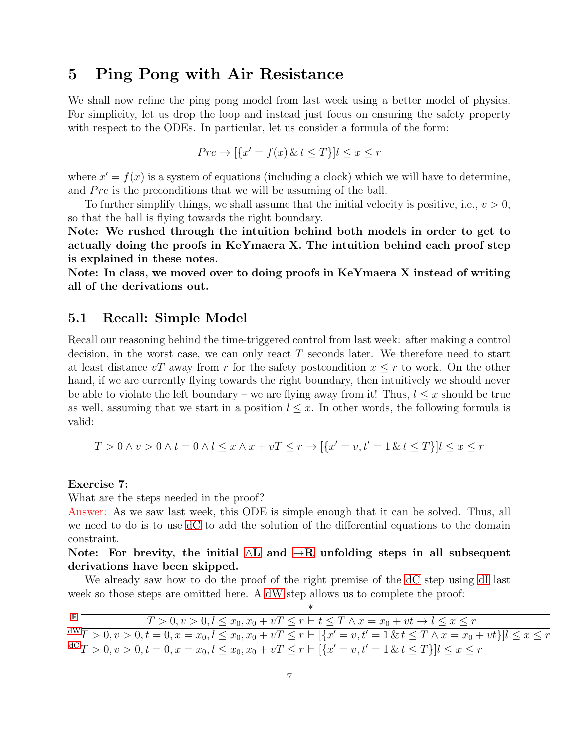# 5 Ping Pong with Air Resistance

We shall now refine the ping pong model from last week using a better model of physics. For simplicity, let us drop the loop and instead just focus on ensuring the safety property with respect to the ODEs. In particular, let us consider a formula of the form:

$$Pre \rightarrow [\{x' = f(x) \,\&\, t \leq T\}] l \leq x \leq r$$

where $x' = f(x)$ is a system of equations (including a clock) which we will have to determine, and $Pre$ is the preconditions that we will be assuming of the ball.

To further simplify things, we shall assume that the initial velocity is positive, i.e., $v > 0$, so that the ball is flying towards the right boundary.

**Note: We rushed through the intuition behind both models in order to get to actually doing the proofs in KeYmaera X. The intuition behind each proof step is explained in these notes.**

**Note: In class, we moved over to doing proofs in KeYmaera X instead of writing all of the derivations out.**

## 5.1 Recall: Simple Model

Recall our reasoning behind the time-triggered control from last week: after making a control decision, in the worst case, we can only react $T$ seconds later. We therefore need to start at least distance $vT$ away from $r$ for the safety postcondition $x \leq r$ to work. On the other hand, if we are currently flying towards the right boundary, then intuitively we should never be able to violate the left boundary – we are flying away from it! Thus, $l \leq x$ should be true as well, assuming that we start in a position $l \leq x$. In other words, the following formula is valid:

$$T > 0 \wedge v > 0 \wedge t = 0 \wedge l \leq x \wedge x + vT \leq r \rightarrow [\{x' = v, t' = 1 \,\&\, t \leq T\}] l \leq x \leq r$$

**Exercise 7:**

What are the steps needed in the proof?

Answer: As we saw last week, this ODE is simple enough that it can be solved. Thus, all we need to do is to use dC to add the solution of the differential equations to the domain constraint.

**Note: For brevity, the initial ∧L and →R unfolding steps in all subsequent derivations have been skipped.**

We already saw how to do the proof of the right premise of the dC step using dI last week so those steps are omitted here. A dW step allows us to complete the proof:

$$\dfrac{\dfrac{\dfrac{*}{T > 0, v > 0, l \leq x_0, x_0 + vT \leq r \vdash t \leq T \wedge x = x_0 + vt \rightarrow l \leq x \leq r}\ \mathbb{R}}{T > 0, v > 0, t = 0, x = x_0, l \leq x_0, x_0 + vT \leq r \vdash [\{x' = v, t' = 1 \,\&\, t \leq T \wedge x = x_0 + vt\}] l \leq x \leq r}\ \text{dW}}{T > 0, v > 0, t = 0, x = x_0, l \leq x_0, x_0 + vT \leq r \vdash [\{x' = v, t' = 1 \,\&\, t \leq T\}] l \leq x \leq r}\ \text{dC}$$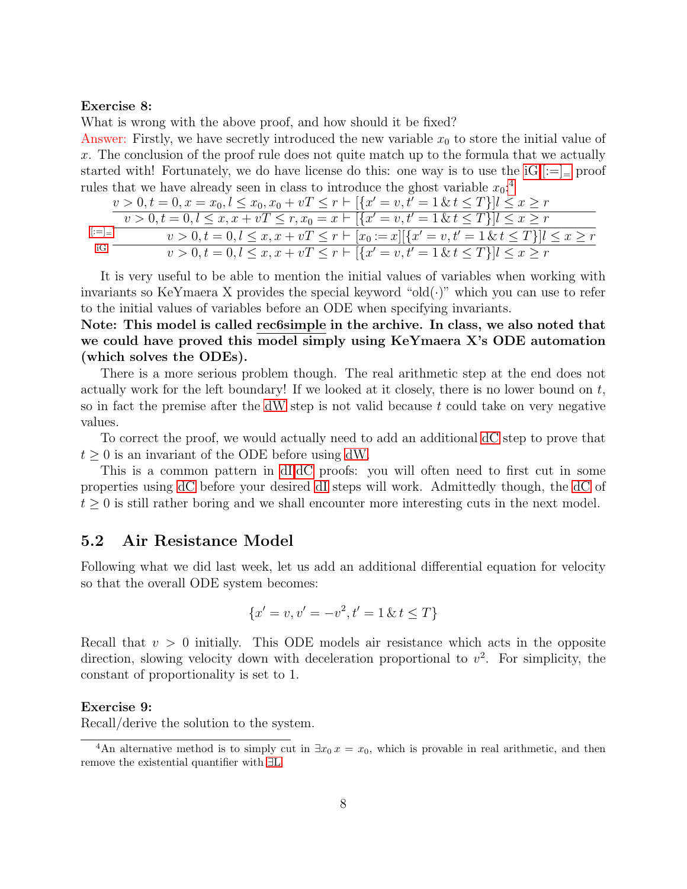**Exercise 8:**
What is wrong with the above proof, and how should it be fixed?

Answer: Firstly, we have secretly introduced the new variable $x_0$ to store the initial value of $x$. The conclusion of the proof rule does not quite match up to the formula that we actually started with! Fortunately, we do have license do this: one way is to use the iG,[:=]$_=$ proof rules that we have already seen in class to introduce the ghost variable $x_0$:[4]

$$
\cfrac{\cfrac{\cfrac{v > 0, t = 0, x = x_0, l \le x_0, x_0 + vT \le r \vdash [\{x' = v, t' = 1 \,\&\, t \le T\}] l \le x \ge r}{v > 0, t = 0, l \le x, x + vT \le r, x_0 = x \vdash [\{x' = v, t' = 1 \,\&\, t \le T\}] l \le x \ge r}}{v > 0, t = 0, l \le x, x + vT \le r \vdash [x_0 := x][\{x' = v, t' = 1 \,\&\, t \le T\}] l \le x \ge r}\,[:=]_=}{v > 0, t = 0, l \le x, x + vT \le r \vdash [\{x' = v, t' = 1 \,\&\, t \le T\}] l \le x \ge r}\,\text{iG}
$$

It is very useful to be able to mention the initial values of variables when working with invariants so KeYmaera X provides the special keyword "old($\cdot$)" which you can use to refer to the initial values of variables before an ODE when specifying invariants.

**Note: This model is called rec6simple in the archive. In class, we also noted that we could have proved this model simply using KeYmaera X's ODE automation (which solves the ODEs).**

There is a more serious problem though. The real arithmetic step at the end does not actually work for the left boundary! If we looked at it closely, there is no lower bound on $t$, so in fact the premise after the dW step is not valid because $t$ could take on very negative values.

To correct the proof, we would actually need to add an additional dC step to prove that $t \ge 0$ is an invariant of the ODE before using dW.

This is a common pattern in dI,dC proofs: you will often need to first cut in some properties using dC before your desired dI steps will work. Admittedly though, the dC of $t \ge 0$ is still rather boring and we shall encounter more interesting cuts in the next model.

## 5.2 Air Resistance Model

Following what we did last week, let us add an additional differential equation for velocity so that the overall ODE system becomes:

$$\{x' = v, v' = -v^2, t' = 1 \,\&\, t \le T\}$$

Recall that $v > 0$ initially. This ODE models air resistance which acts in the opposite direction, slowing velocity down with deceleration proportional to $v^2$. For simplicity, the constant of proportionality is set to 1.

**Exercise 9:**
Recall/derive the solution to the system.

---

[4] An alternative method is to simply cut in $\exists x_0\, x = x_0$, which is provable in real arithmetic, and then remove the existential quantifier with $\exists$L.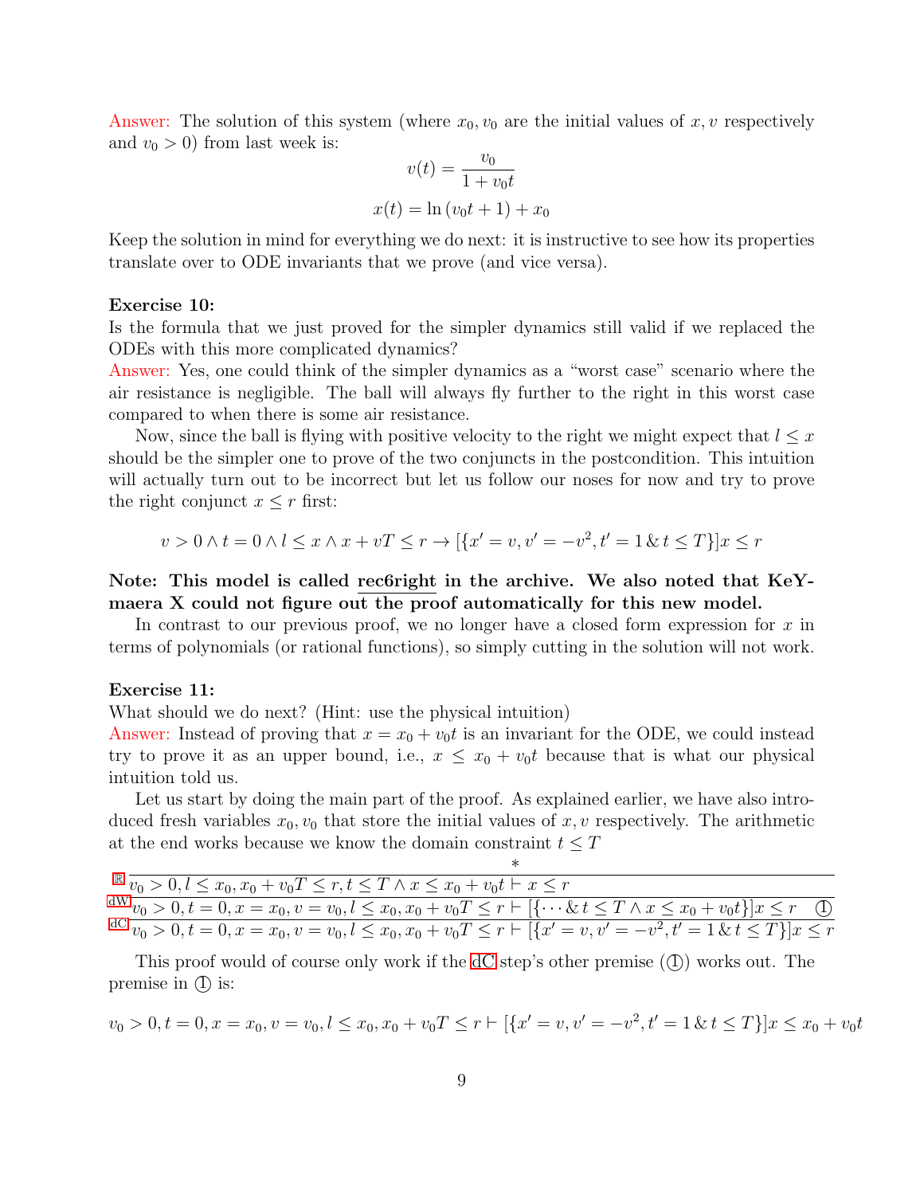Answer: The solution of this system (where $x_0, v_0$ are the initial values of $x, v$ respectively and $v_0 > 0$) from last week is:

$$v(t) = \frac{v_0}{1 + v_0 t}$$

$$x(t) = \ln(v_0 t + 1) + x_0$$

Keep the solution in mind for everything we do next: it is instructive to see how its properties translate over to ODE invariants that we prove (and vice versa).

**Exercise 10:**
Is the formula that we just proved for the simpler dynamics still valid if we replaced the ODEs with this more complicated dynamics?
Answer: Yes, one could think of the simpler dynamics as a "worst case" scenario where the air resistance is negligible. The ball will always fly further to the right in this worst case compared to when there is some air resistance.

Now, since the ball is flying with positive velocity to the right we might expect that $l \le x$ should be the simpler one to prove of the two conjuncts in the postcondition. This intuition will actually turn out to be incorrect but let us follow our noses for now and try to prove the right conjunct $x \le r$ first:

$$v > 0 \land t = 0 \land l \le x \land x + vT \le r \to [\{x' = v, v' = -v^2, t' = 1 \,\&\, t \le T\}]x \le r$$

**Note: This model is called rec6right in the archive. We also noted that KeYmaera X could not figure out the proof automatically for this new model.**

In contrast to our previous proof, we no longer have a closed form expression for $x$ in terms of polynomials (or rational functions), so simply cutting in the solution will not work.

**Exercise 11:**
What should we do next? (Hint: use the physical intuition)
Answer: Instead of proving that $x = x_0 + v_0 t$ is an invariant for the ODE, we could instead try to prove it as an upper bound, i.e., $x \le x_0 + v_0 t$ because that is what our physical intuition told us.

Let us start by doing the main part of the proof. As explained earlier, we have also introduced fresh variables $x_0, v_0$ that store the initial values of $x, v$ respectively. The arithmetic at the end works because we know the domain constraint $t \le T$

$$\dfrac{\dfrac{\dfrac{*}{v_0 > 0, l \le x_0, x_0 + v_0 T \le r, t \le T \land x \le x_0 + v_0 t \vdash x \le r}\mathbb{R}}{v_0 > 0, t = 0, x = x_0, v = v_0, l \le x_0, x_0 + v_0 T \le r \vdash [\{\cdots \,\&\, t \le T \land x \le x_0 + v_0 t\}]x \le r \quad (1)}\text{dW}}{v_0 > 0, t = 0, x = x_0, v = v_0, l \le x_0, x_0 + v_0 T \le r \vdash [\{x' = v, v' = -v^2, t' = 1 \,\&\, t \le T\}]x \le r}\text{dC}$$

This proof would of course only work if the dC step's other premise ((1)) works out. The premise in (1) is:

$$v_0 > 0, t = 0, x = x_0, v = v_0, l \le x_0, x_0 + v_0 T \le r \vdash [\{x' = v, v' = -v^2, t' = 1 \,\&\, t \le T\}]x \le x_0 + v_0 t$$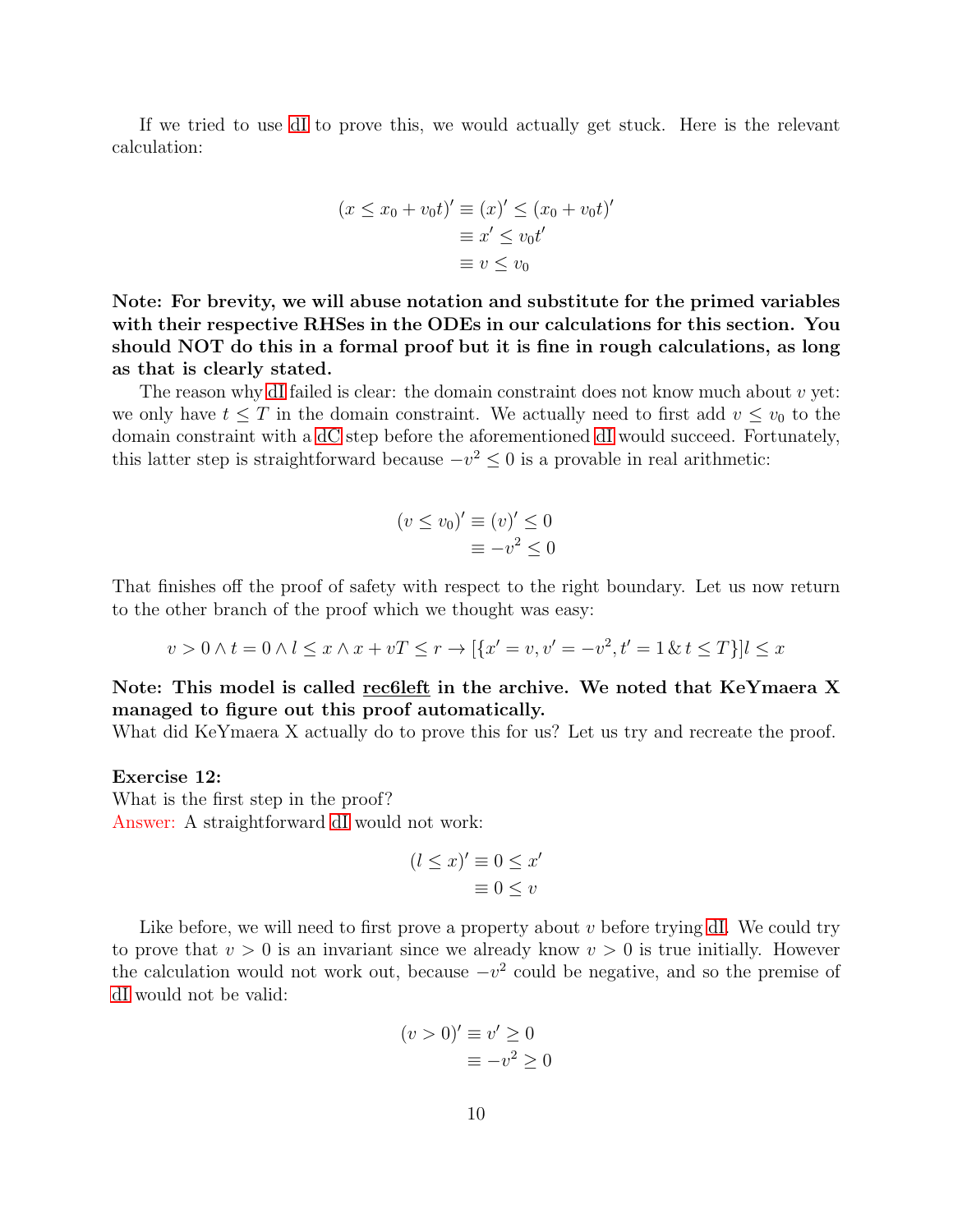If we tried to use dI to prove this, we would actually get stuck. Here is the relevant calculation:

$$
\begin{aligned}
(x \le x_0 + v_0 t)' &\equiv (x)' \le (x_0 + v_0 t)' \\
&\equiv x' \le v_0 t' \\
&\equiv v \le v_0
\end{aligned}
$$

**Note: For brevity, we will abuse notation and substitute for the primed variables with their respective RHSes in the ODEs in our calculations for this section. You should NOT do this in a formal proof but it is fine in rough calculations, as long as that is clearly stated.**

The reason why dI failed is clear: the domain constraint does not know much about $v$ yet: we only have $t \le T$ in the domain constraint. We actually need to first add $v \le v_0$ to the domain constraint with a dC step before the aforementioned dI would succeed. Fortunately, this latter step is straightforward because $-v^2 \le 0$ is a provable in real arithmetic:

$$
\begin{aligned}
(v \le v_0)' &\equiv (v)' \le 0 \\
&\equiv -v^2 \le 0
\end{aligned}
$$

That finishes off the proof of safety with respect to the right boundary. Let us now return to the other branch of the proof which we thought was easy:

$$
v > 0 \land t = 0 \land l \le x \land x + vT \le r \rightarrow [\{x' = v, v' = -v^2, t' = 1 \,\&\, t \le T\}] l \le x
$$

**Note: This model is called <u>rec6left</u> in the archive. We noted that KeYmaera X managed to figure out this proof automatically.**
What did KeYmaera X actually do to prove this for us? Let us try and recreate the proof.

**Exercise 12:**
What is the first step in the proof?
Answer: A straightforward dI would not work:

$$
\begin{aligned}
(l \le x)' &\equiv 0 \le x' \\
&\equiv 0 \le v
\end{aligned}
$$

Like before, we will need to first prove a property about $v$ before trying dI. We could try to prove that $v > 0$ is an invariant since we already know $v > 0$ is true initially. However the calculation would not work out, because $-v^2$ could be negative, and so the premise of dI would not be valid:

$$
\begin{aligned}
(v > 0)' &\equiv v' \ge 0 \\
&\equiv -v^2 \ge 0
\end{aligned}
$$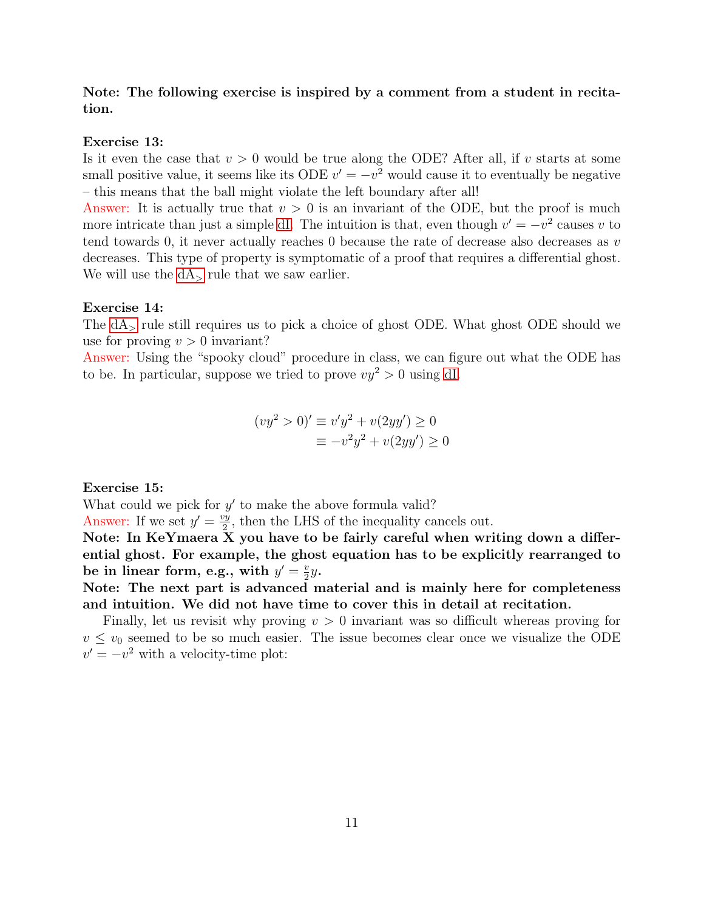**Note: The following exercise is inspired by a comment from a student in recitation.**

**Exercise 13:**
Is it even the case that $v > 0$ would be true along the ODE? After all, if $v$ starts at some small positive value, it seems like its ODE $v' = -v^2$ would cause it to eventually be negative – this means that the ball might violate the left boundary after all!
Answer: It is actually true that $v > 0$ is an invariant of the ODE, but the proof is much more intricate than just a simple dI. The intuition is that, even though $v' = -v^2$ causes $v$ to tend towards 0, it never actually reaches 0 because the rate of decrease also decreases as $v$ decreases. This type of property is symptomatic of a proof that requires a differential ghost. We will use the $\text{dA}_>$ rule that we saw earlier.

**Exercise 14:**
The $\text{dA}_>$ rule still requires us to pick a choice of ghost ODE. What ghost ODE should we use for proving $v > 0$ invariant?
Answer: Using the "spooky cloud" procedure in class, we can figure out what the ODE has to be. In particular, suppose we tried to prove $vy^2 > 0$ using dI.

$$\begin{aligned}(vy^2 > 0)' &\equiv v'y^2 + v(2yy') \geq 0 \\ &\equiv -v^2y^2 + v(2yy') \geq 0\end{aligned}$$

**Exercise 15:**
What could we pick for $y'$ to make the above formula valid?
Answer: If we set $y' = \frac{vy}{2}$, then the LHS of the inequality cancels out.
**Note: In KeYmaera X you have to be fairly careful when writing down a differential ghost. For example, the ghost equation has to be explicitly rearranged to be in linear form, e.g., with $y' = \frac{v}{2}y$.**
**Note: The next part is advanced material and is mainly here for completeness and intuition. We did not have time to cover this in detail at recitation.**

Finally, let us revisit why proving $v > 0$ invariant was so difficult whereas proving for $v \leq v_0$ seemed to be so much easier. The issue becomes clear once we visualize the ODE $v' = -v^2$ with a velocity-time plot: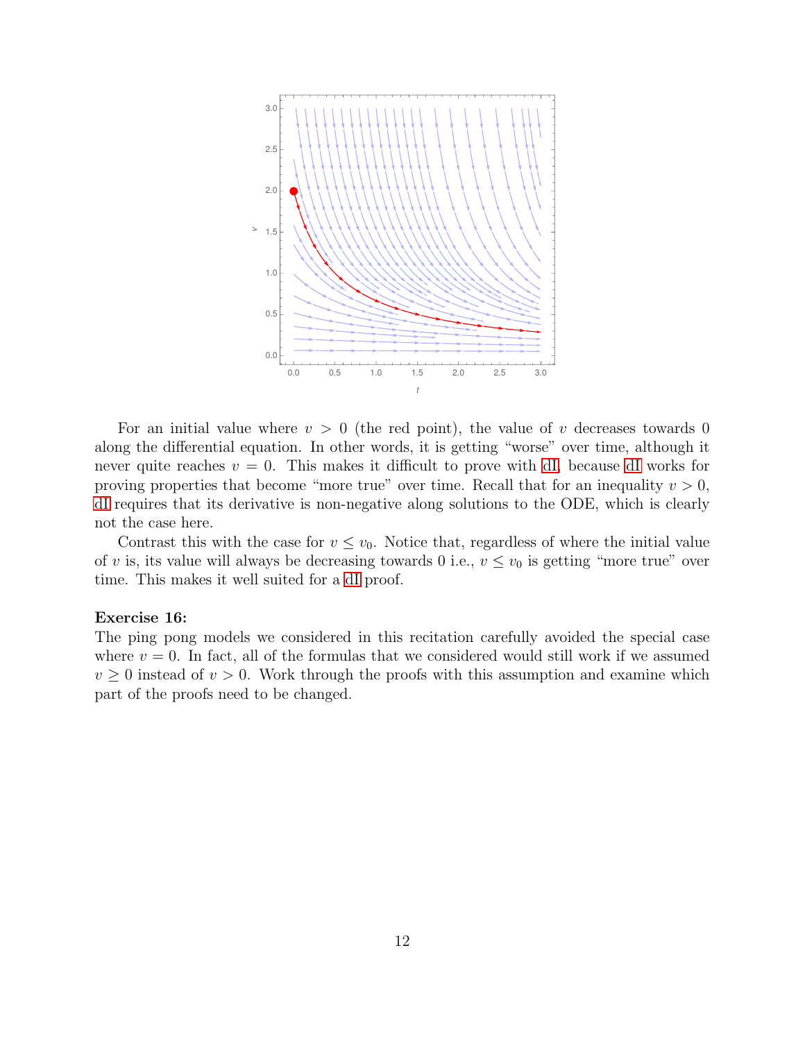3.0
2.5
2.0
v 1.5
1.0
0.5
0.0
0.0 0.5 1.0 1.5 2.0 2.5 3.0
t

For an initial value where $v > 0$ (the red point), the value of $v$ decreases towards 0 along the differential equation. In other words, it is getting "worse" over time, although it never quite reaches $v = 0$. This makes it difficult to prove with dI, because dI works for proving properties that become "more true" over time. Recall that for an inequality $v > 0$, dI requires that its derivative is non-negative along solutions to the ODE, which is clearly not the case here.

Contrast this with the case for $v \leq v_0$. Notice that, regardless of where the initial value of $v$ is, its value will always be decreasing towards 0 i.e., $v \leq v_0$ is getting "more true" over time. This makes it well suited for a dI proof.

**Exercise 16:**
The ping pong models we considered in this recitation carefully avoided the special case where $v = 0$. In fact, all of the formulas that we considered would still work if we assumed $v \geq 0$ instead of $v > 0$. Work through the proofs with this assumption and examine which part of the proofs need to be changed.